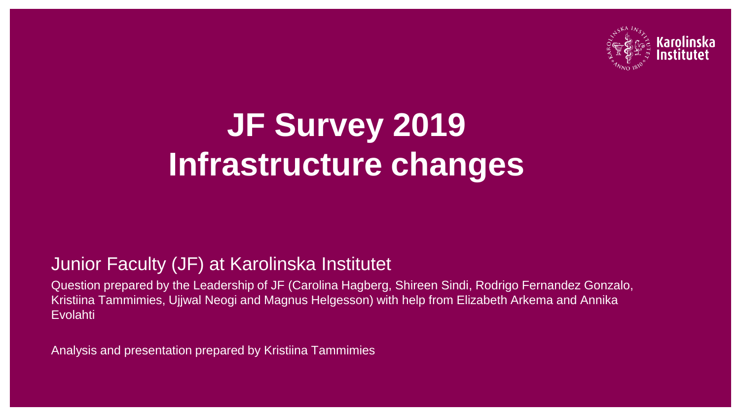# JF Survey 2019
# Infrastructure changes

Junior Faculty (JF) at Karolinska Institutet

Question prepared by the Leadership of JF (Carolina Hagberg, Shireen Sindi, Rodrigo Fernandez Gonzalo, Kristiina Tammimies, Ujjwal Neogi and Magnus Helgesson) with help from Elizabeth Arkema and Annika Evolahti

Analysis and presentation prepared by Kristiina Tammimies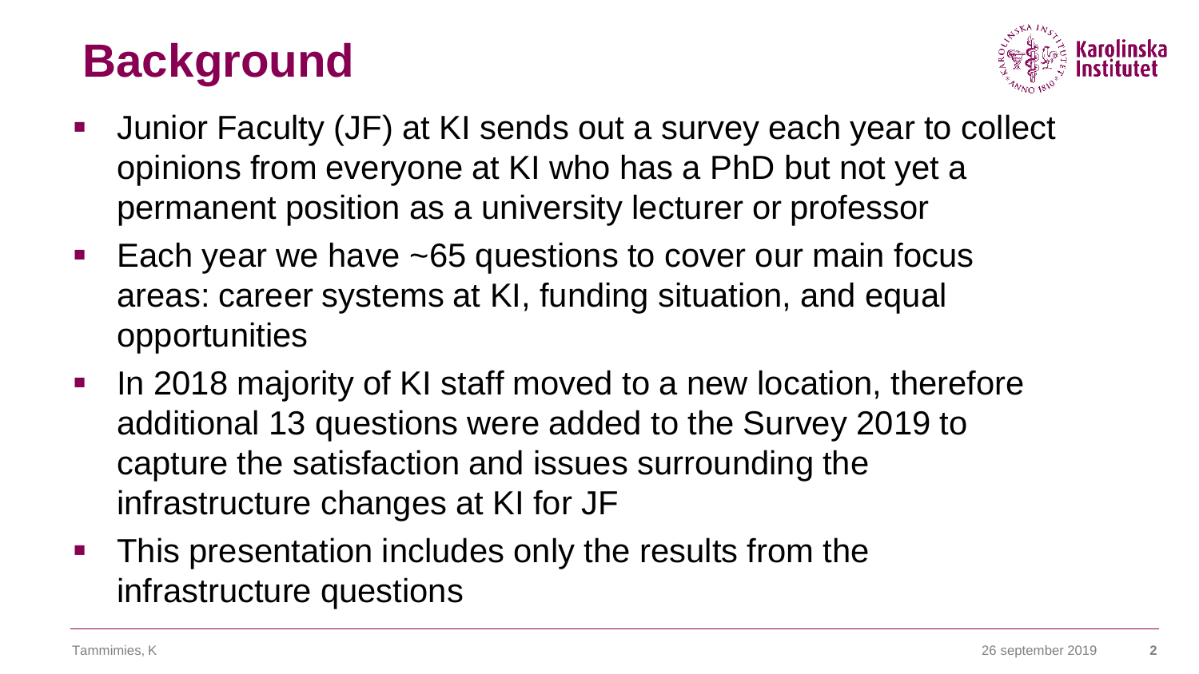# Background

- Junior Faculty (JF) at KI sends out a survey each year to collect opinions from everyone at KI who has a PhD but not yet a permanent position as a university lecturer or professor
- Each year we have ~65 questions to cover our main focus areas: career systems at KI, funding situation, and equal opportunities
- In 2018 majority of KI staff moved to a new location, therefore additional 13 questions were added to the Survey 2019 to capture the satisfaction and issues surrounding the infrastructure changes at KI for JF
- This presentation includes only the results from the infrastructure questions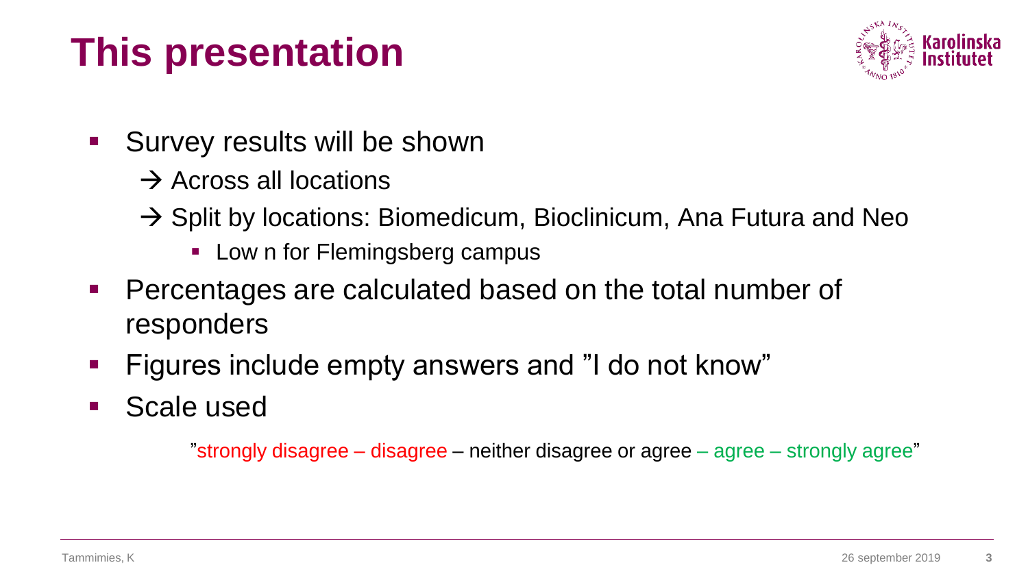# This presentation

- Survey results will be shown
  - → Across all locations
  - → Split by locations: Biomedicum, Bioclinicum, Ana Futura and Neo
    - Low n for Flemingsberg campus
- Percentages are calculated based on the total number of responders
- Figures include empty answers and ”I do not know”
- Scale used

”strongly disagree – disagree – neither disagree or agree – agree – strongly agree”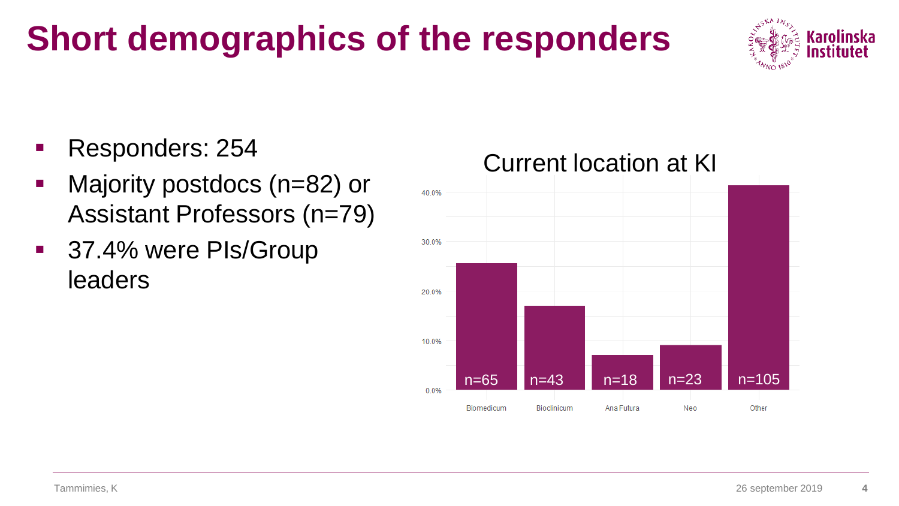# Short demographics of the responders

- Responders: 254
- Majority postdocs (n=82) or Assistant Professors (n=79)
- 37.4% were PIs/Group leaders

**Current location at KI**

| Location | n |
| --- | --- |
| Biomedicum | n=65 |
| Bioclinicum | n=43 |
| Ana Futura | n=18 |
| Neo | n=23 |
| Other | n=105 |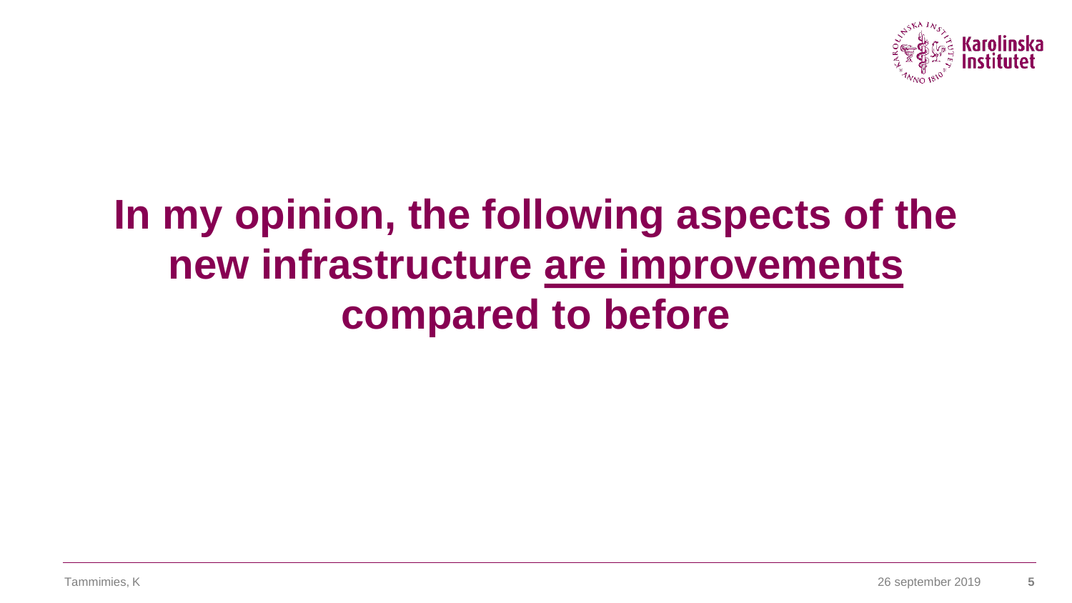# In my opinion, the following aspects of the new infrastructure <u>are improvements</u> compared to before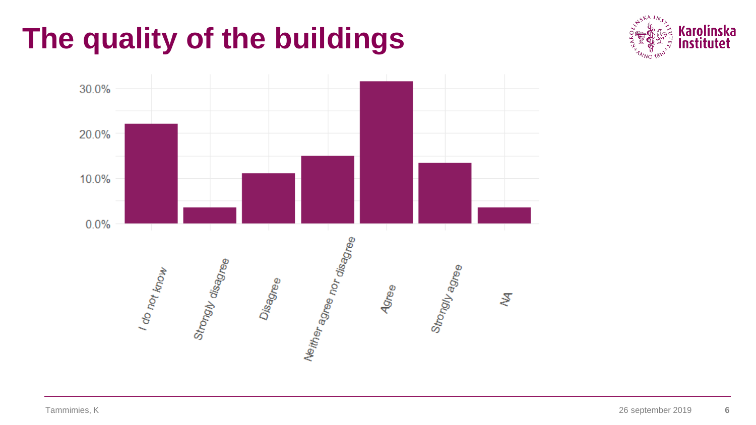# The quality of the buildings

30.0%
20.0%
10.0%
0.0%

I do not know
Strongly disagree
Disagree
Neither agree nor disagree
Agree
Strongly agree
NA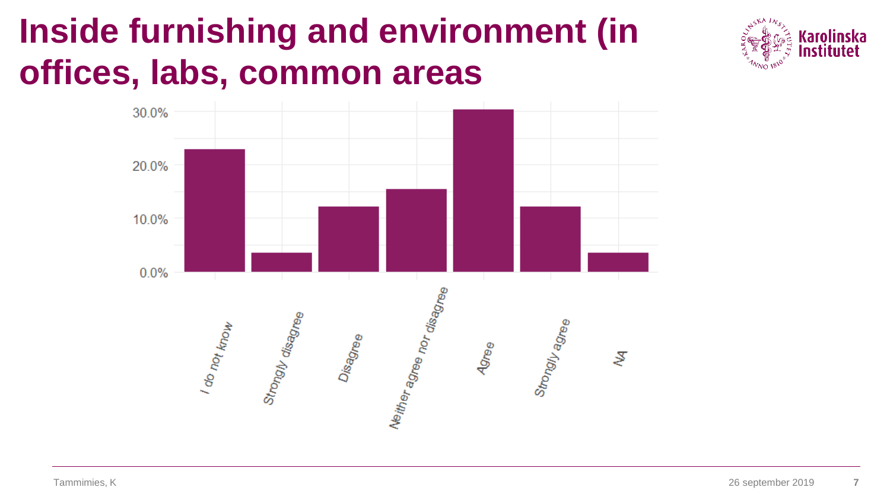# Inside furnishing and environment (in offices, labs, common areas

30.0%
20.0%
10.0%
0.0%

I do not know | Strongly disagree | Disagree | Neither agree nor disagree | Agree | Strongly agree | NA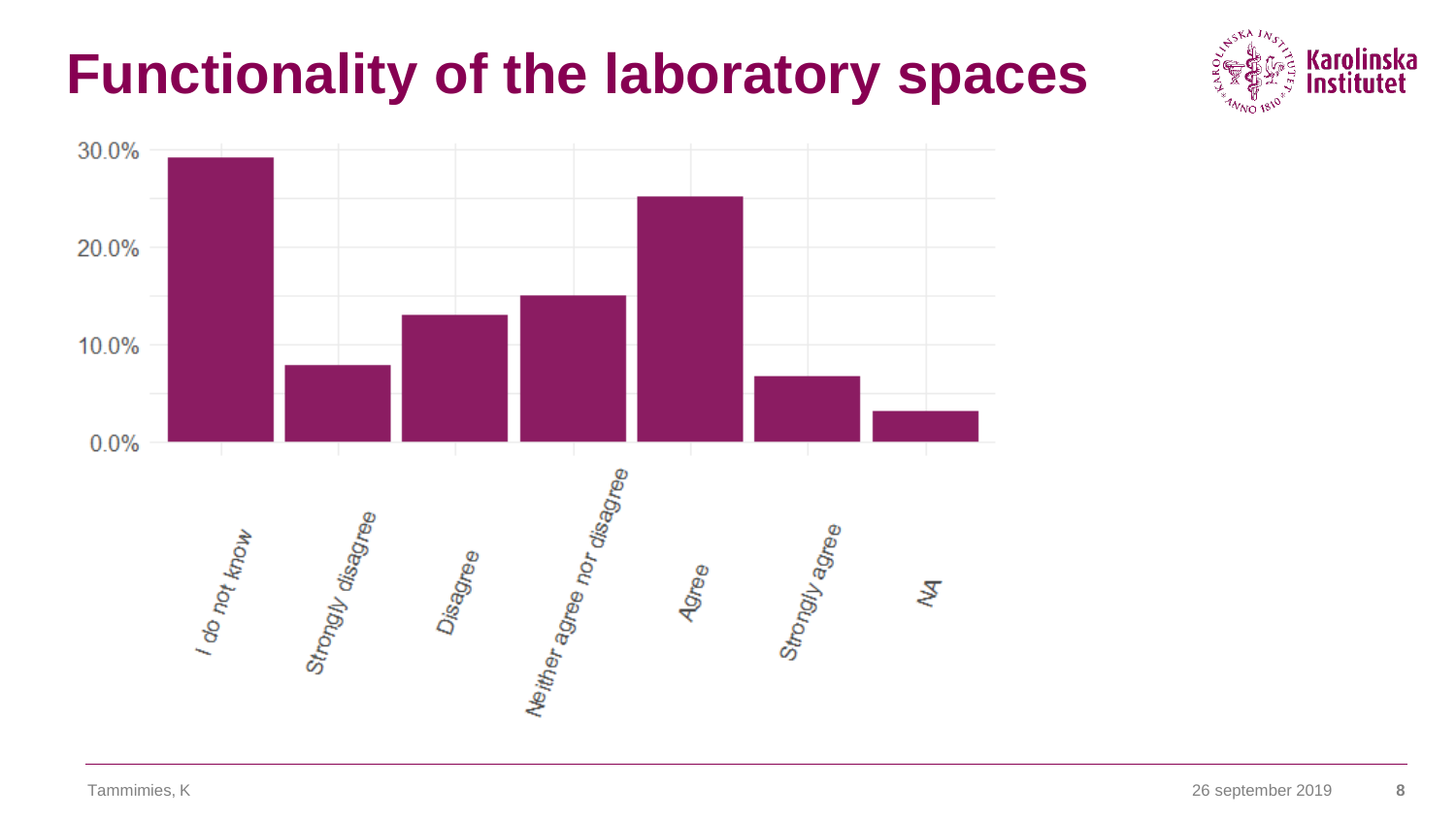# Functionality of the laboratory spaces

| Response | Percentage (approx.) |
|---|---|
| I do not know | 29% |
| Strongly disagree | 8% |
| Disagree | 13% |
| Neither agree nor disagree | 15% |
| Agree | 25% |
| Strongly agree | 7% |
| NA | 3% |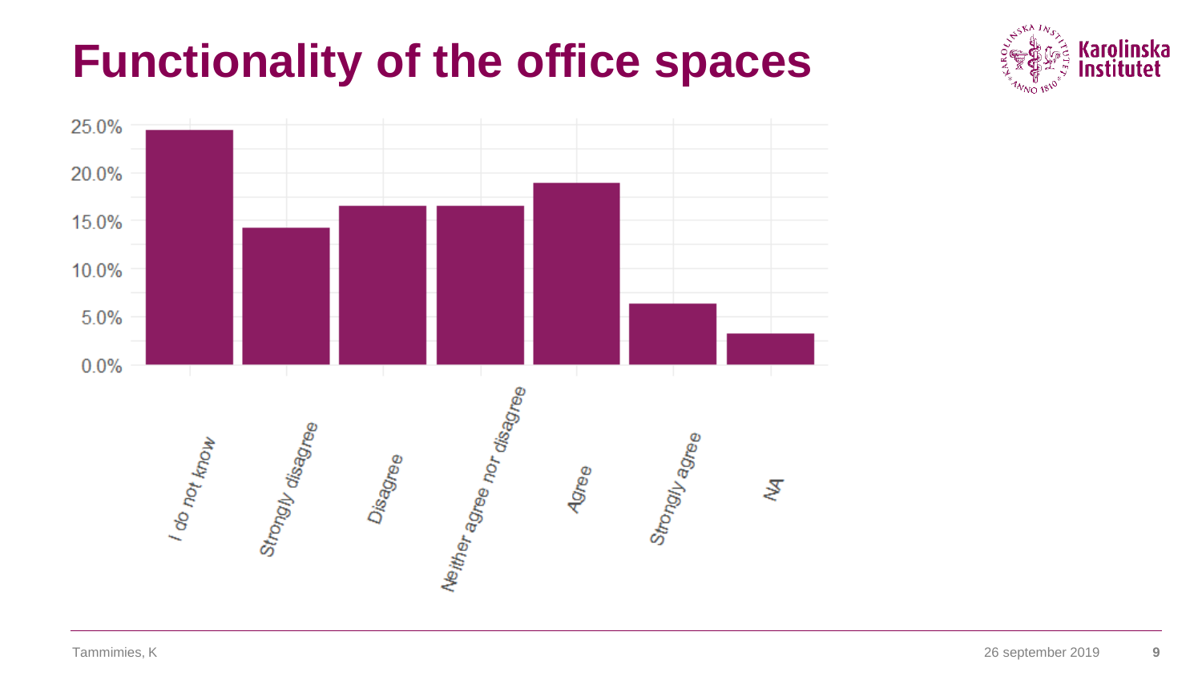# Functionality of the office spaces

| Response | Percentage (approx.) |
|---|---|
| I do not know | 24.5% |
| Strongly disagree | 14.3% |
| Disagree | 16.6% |
| Neither agree nor disagree | 16.6% |
| Agree | 19.0% |
| Strongly agree | 6.4% |
| NA | 3.3% |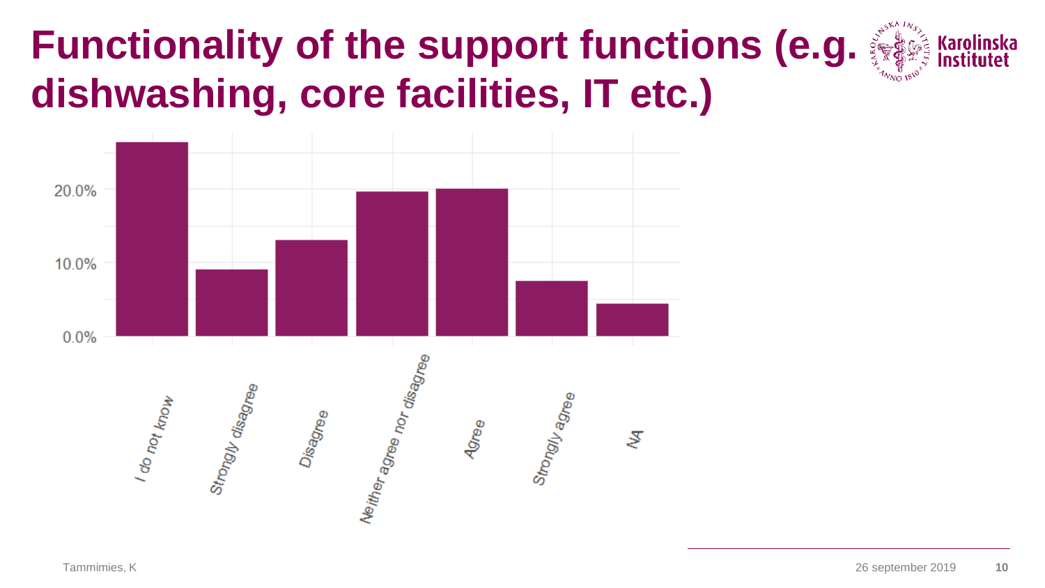# Functionality of the support functions (e.g. dishwashing, core facilities, IT etc.)

20.0%

10.0%

0.0%

I do not know

Strongly disagree

Disagree

Neither agree nor disagree

Agree

Strongly agree

NA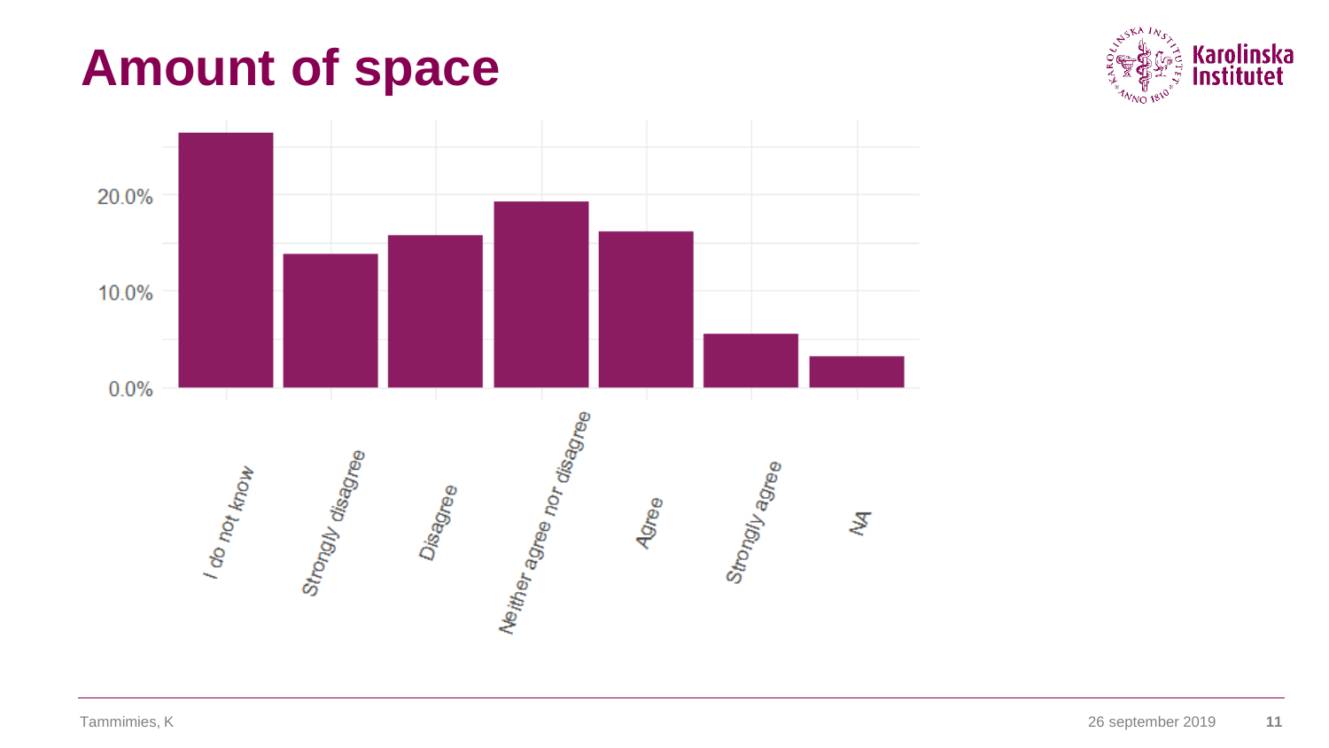# Amount of space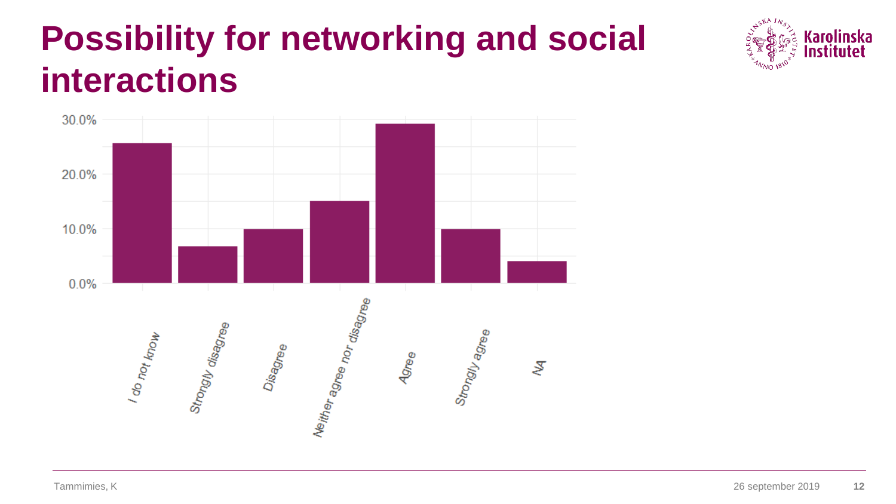# Possibility for networking and social interactions

30.0%
20.0%
10.0%
0.0%

I do not know
Strongly disagree
Disagree
Neither agree nor disagree
Agree
Strongly agree
NA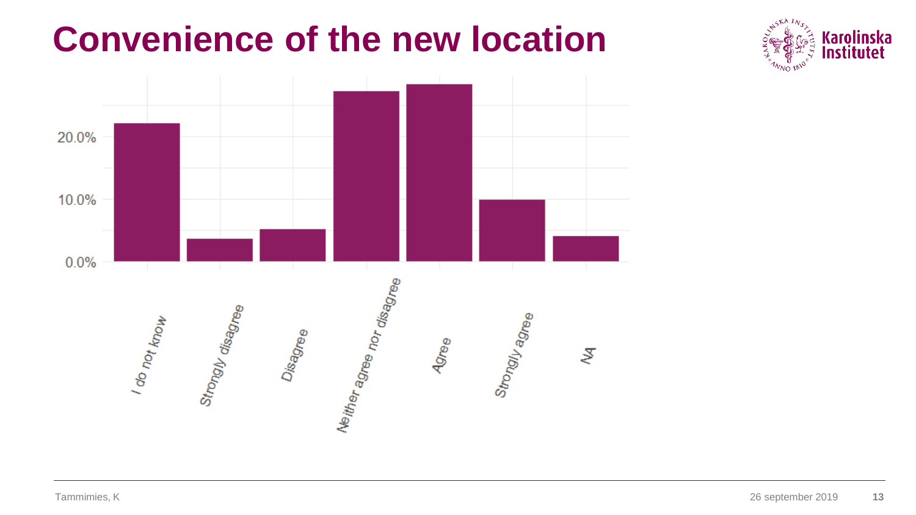# Convenience of the new location

20.0%

10.0%

0.0%

I do not know

Strongly disagree

Disagree

Neither agree nor disagree

Agree

Strongly agree

NA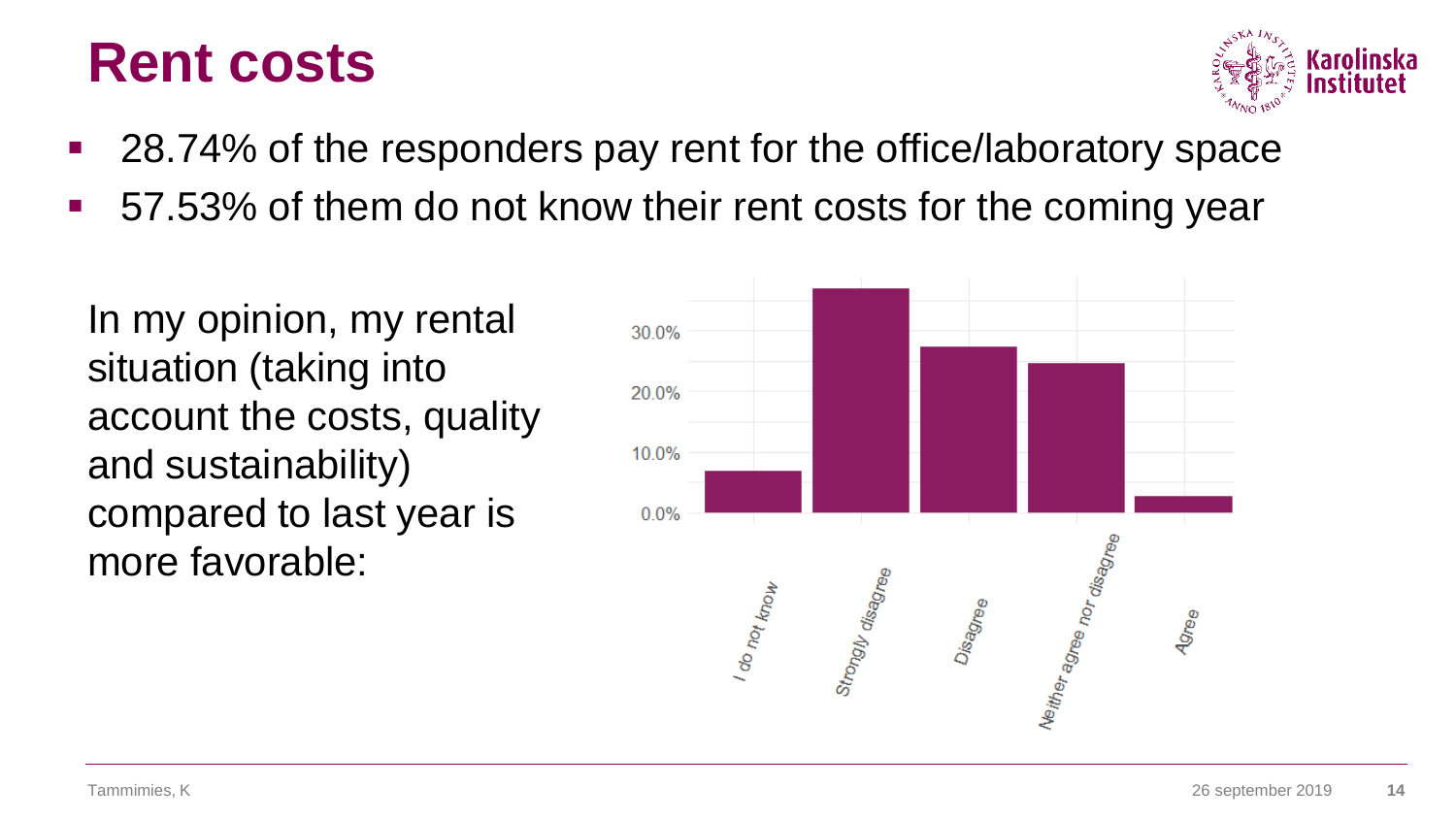# Rent costs

- 28.74% of the responders pay rent for the office/laboratory space
- 57.53% of them do not know their rent costs for the coming year

In my opinion, my rental situation (taking into account the costs, quality and sustainability) compared to last year is more favorable: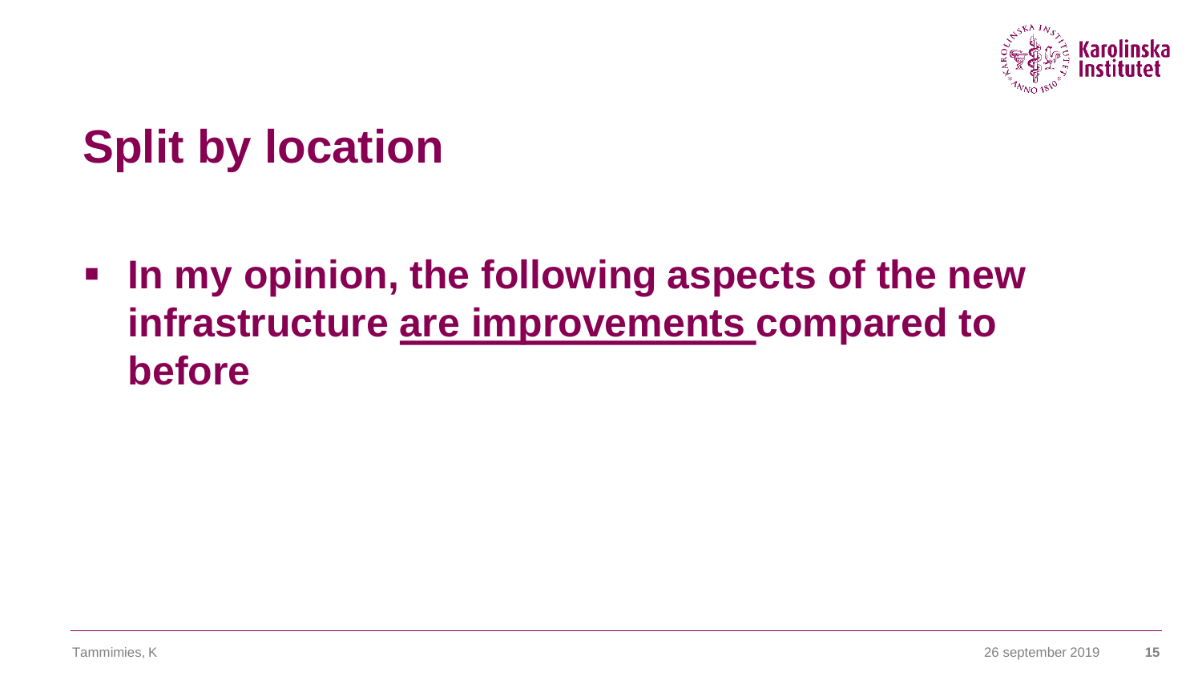# Split by location

- **In my opinion, the following aspects of the new infrastructure <u>are improvements</u> compared to before**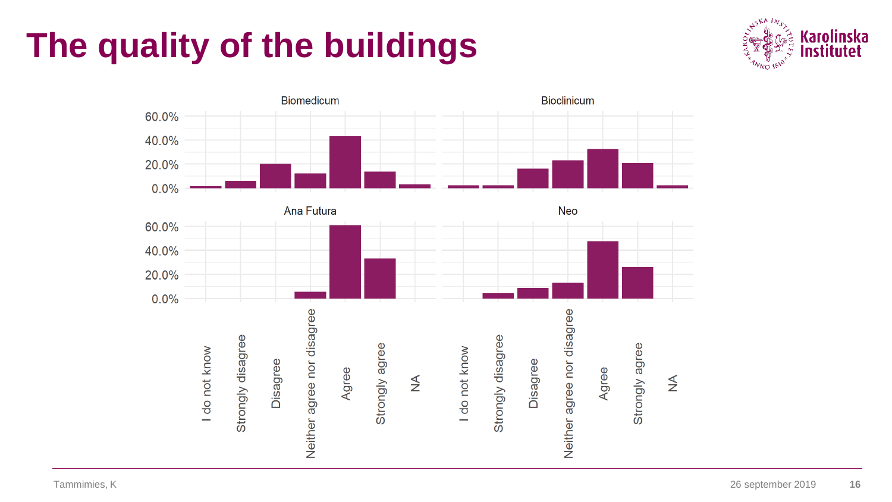# The quality of the buildings

Biomedicum

Bioclinicum

Ana Futura

Neo

60.0%
40.0%
20.0%
0.0%

I do not know
Strongly disagree
Disagree
Neither agree nor disagree
Agree
Strongly agree
NA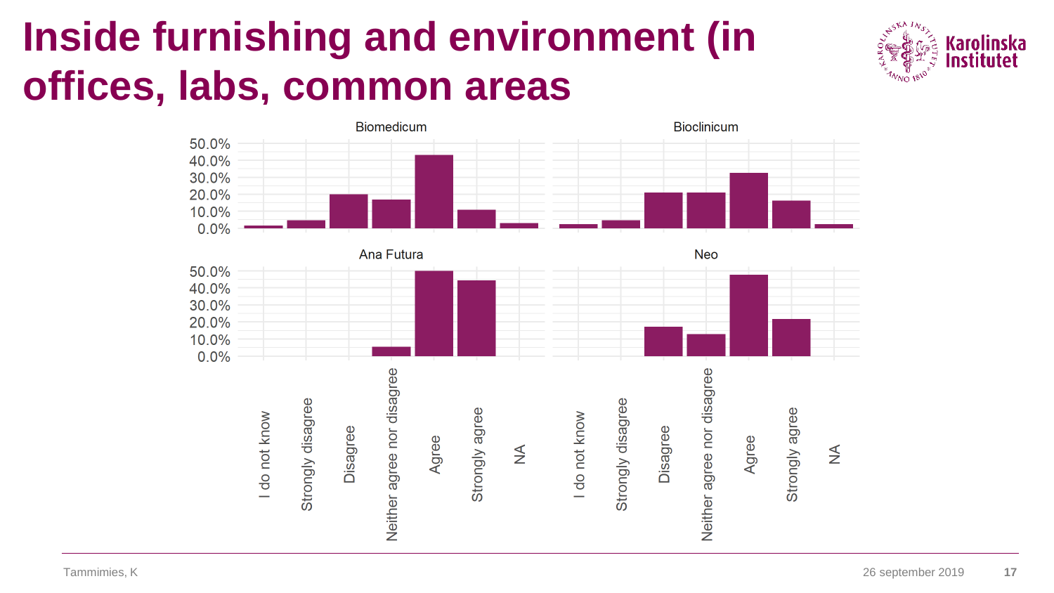# Inside furnishing and environment (in offices, labs, common areas

Biomedicum

Bioclinicum

Ana Futura

Neo

50.0%
40.0%
30.0%
20.0%
10.0%
0.0%

I do not know
Strongly disagree
Disagree
Neither agree nor disagree
Agree
Strongly agree
NA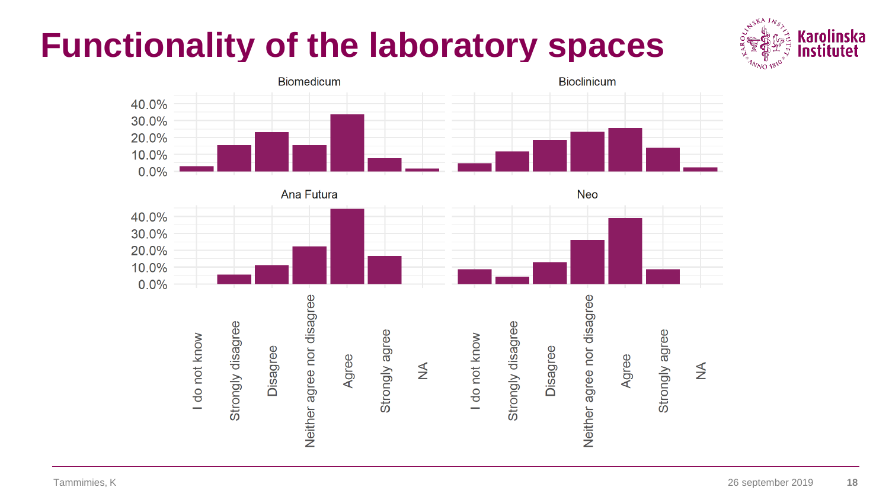# Functionality of the laboratory spaces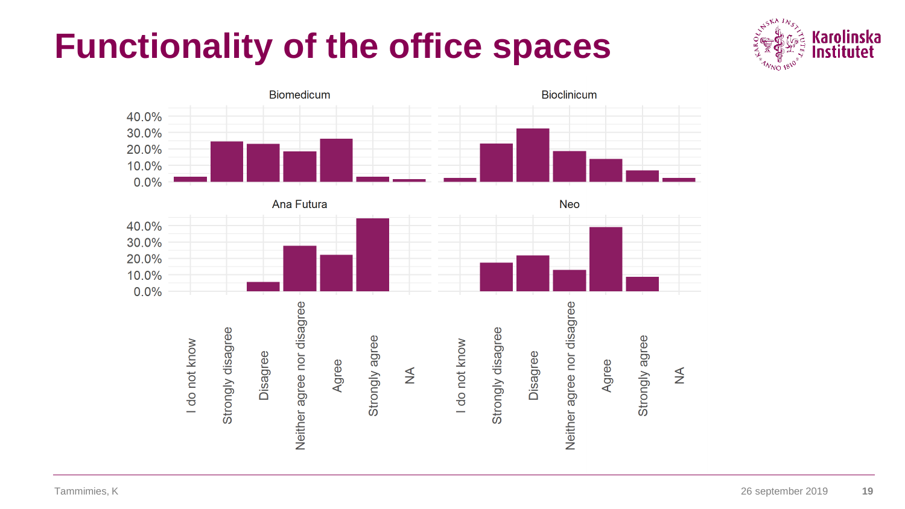# Functionality of the office spaces

Biomedicum

Bioclinicum

Ana Futura

Neo

40.0%
30.0%
20.0%
10.0%
0.0%

I do not know
Strongly disagree
Disagree
Neither agree nor disagree
Agree
Strongly agree
NA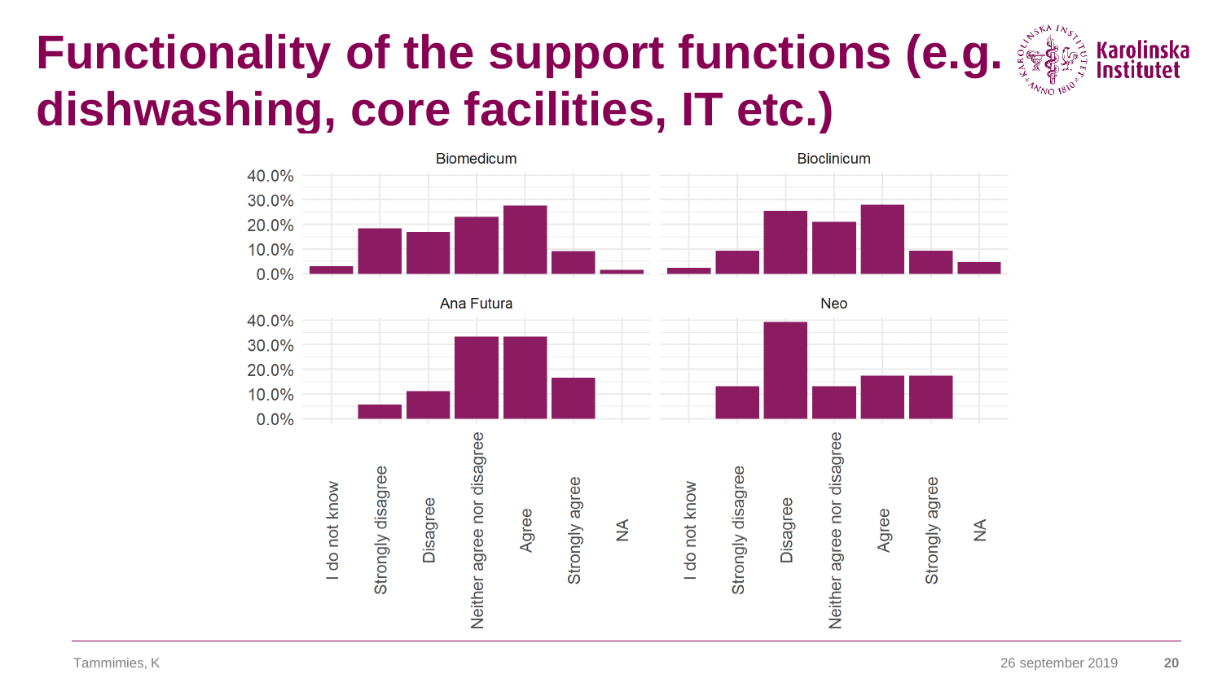# Functionality of the support functions (e.g. dishwashing, core facilities, IT etc.)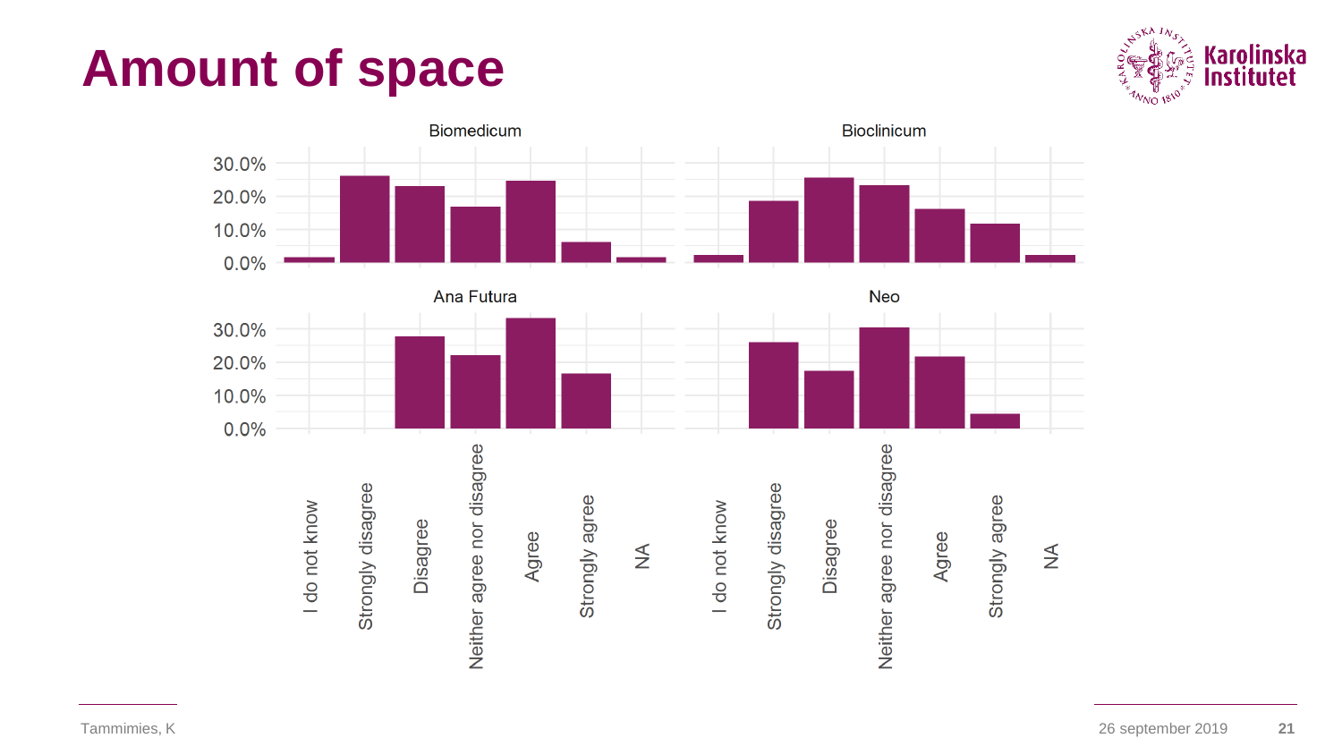# Amount of space

Biomedicum

Bioclinicum

Ana Futura

Neo

30.0%
20.0%
10.0%
0.0%

I do not know | Strongly disagree | Disagree | Neither agree nor disagree | Agree | Strongly agree | NA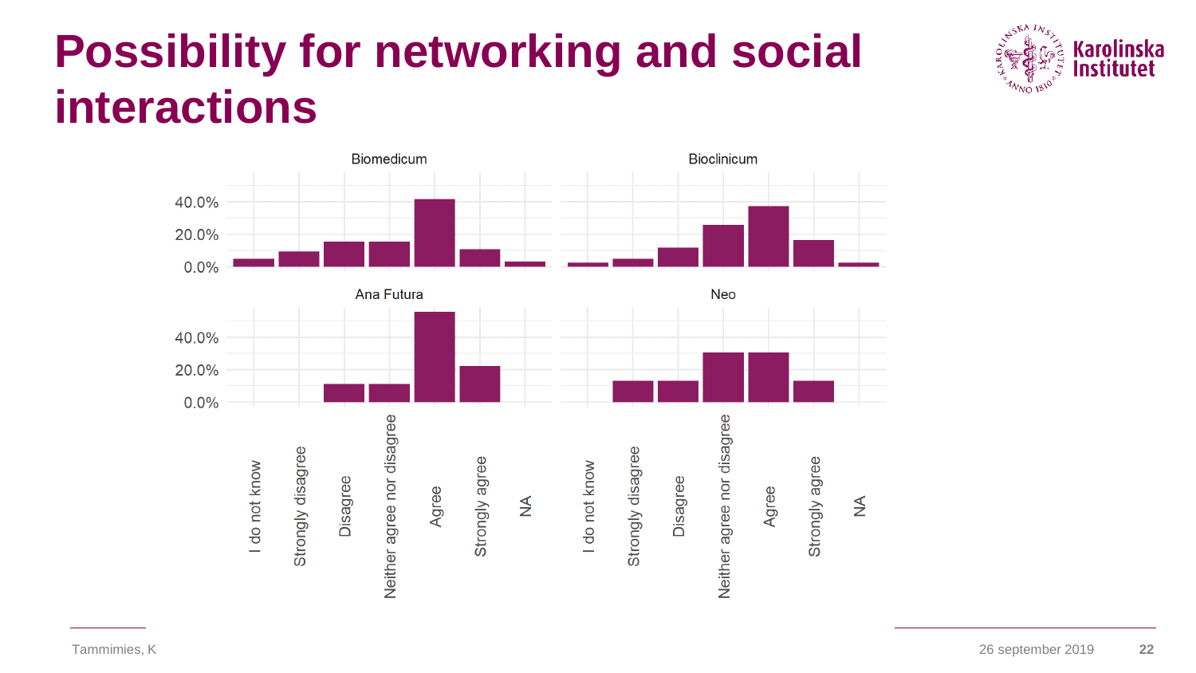# Possibility for networking and social interactions

Biomedicum

Bioclinicum

Ana Futura

Neo

40.0%
20.0%
0.0%

I do not know
Strongly disagree
Disagree
Neither agree nor disagree
Agree
Strongly agree
NA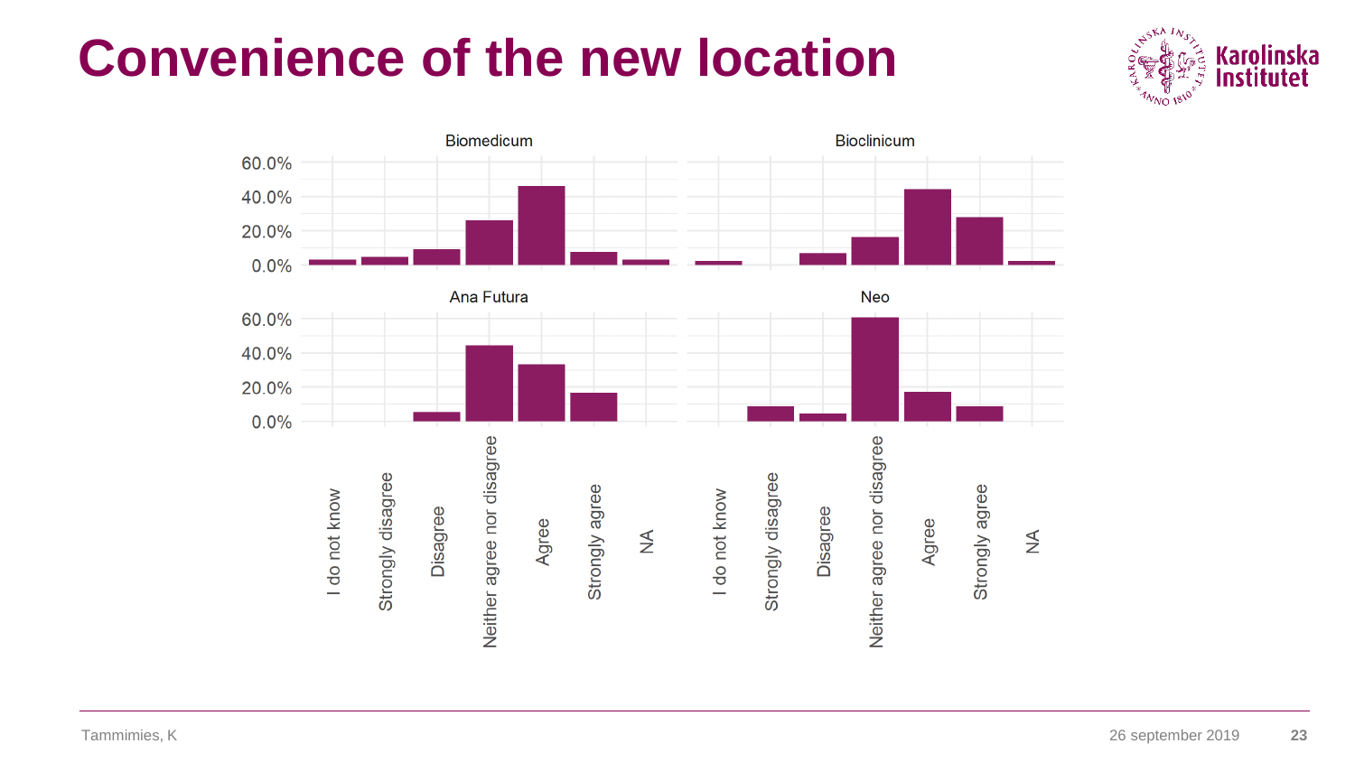# Convenience of the new location

Biomedicum

Bioclinicum

Ana Futura

Neo

60.0%
40.0%
20.0%
0.0%

I do not know
Strongly disagree
Disagree
Neither agree nor disagree
Agree
Strongly agree
NA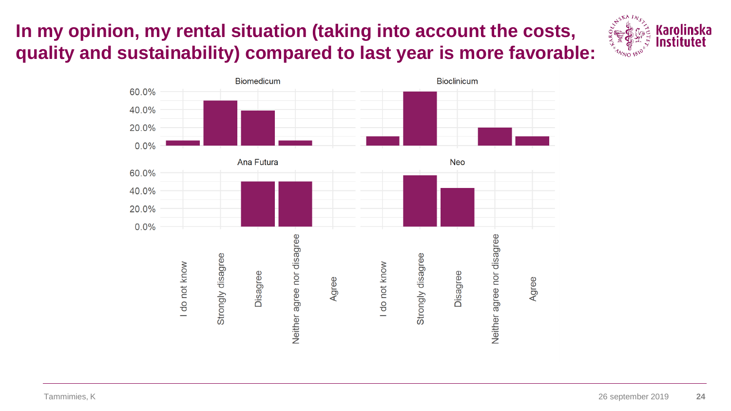# In my opinion, my rental situation (taking into account the costs, quality and sustainability) compared to last year is more favorable:

Biomedicum

Bioclinicum

Ana Futura

Neo

60.0%
40.0%
20.0%
0.0%

I do not know
Strongly disagree
Disagree
Neither agree nor disagree
Agree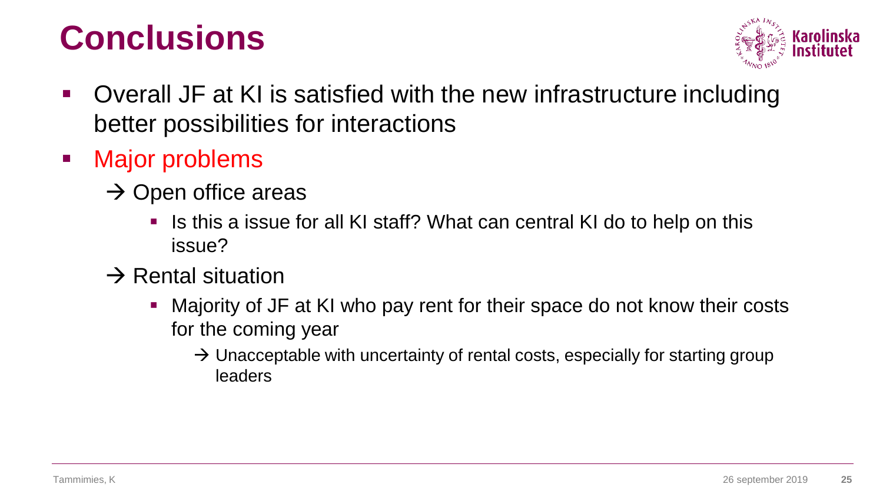# Conclusions

- Overall JF at KI is satisfied with the new infrastructure including better possibilities for interactions
- Major problems
  - → Open office areas
    - Is this a issue for all KI staff? What can central KI do to help on this issue?
  - → Rental situation
    - Majority of JF at KI who pay rent for their space do not know their costs for the coming year
      - → Unacceptable with uncertainty of rental costs, especially for starting group leaders